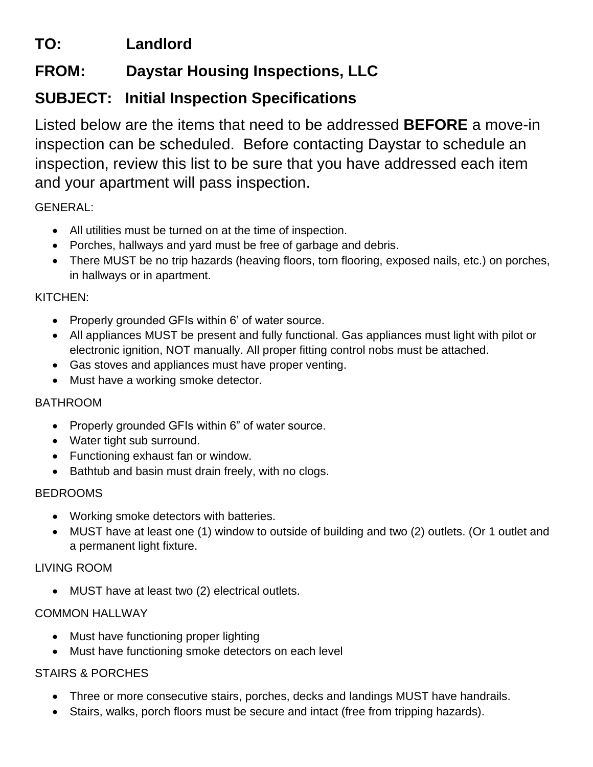**TO:** Landlord

**FROM:** Daystar Housing Inspections, LLC

**SUBJECT:** Initial Inspection Specifications

Listed below are the items that need to be addressed **BEFORE** a move-in inspection can be scheduled. Before contacting Daystar to schedule an inspection, review this list to be sure that you have addressed each item and your apartment will pass inspection.

GENERAL:

- All utilities must be turned on at the time of inspection.
- Porches, hallways and yard must be free of garbage and debris.
- There MUST be no trip hazards (heaving floors, torn flooring, exposed nails, etc.) on porches, in hallways or in apartment.

KITCHEN:

- Properly grounded GFIs within 6' of water source.
- All appliances MUST be present and fully functional. Gas appliances must light with pilot or electronic ignition, NOT manually. All proper fitting control nobs must be attached.
- Gas stoves and appliances must have proper venting.
- Must have a working smoke detector.

BATHROOM

- Properly grounded GFIs within 6" of water source.
- Water tight sub surround.
- Functioning exhaust fan or window.
- Bathtub and basin must drain freely, with no clogs.

BEDROOMS

- Working smoke detectors with batteries.
- MUST have at least one (1) window to outside of building and two (2) outlets. (Or 1 outlet and a permanent light fixture.

LIVING ROOM

- MUST have at least two (2) electrical outlets.

COMMON HALLWAY

- Must have functioning proper lighting
- Must have functioning smoke detectors on each level

STAIRS & PORCHES

- Three or more consecutive stairs, porches, decks and landings MUST have handrails.
- Stairs, walks, porch floors must be secure and intact (free from tripping hazards).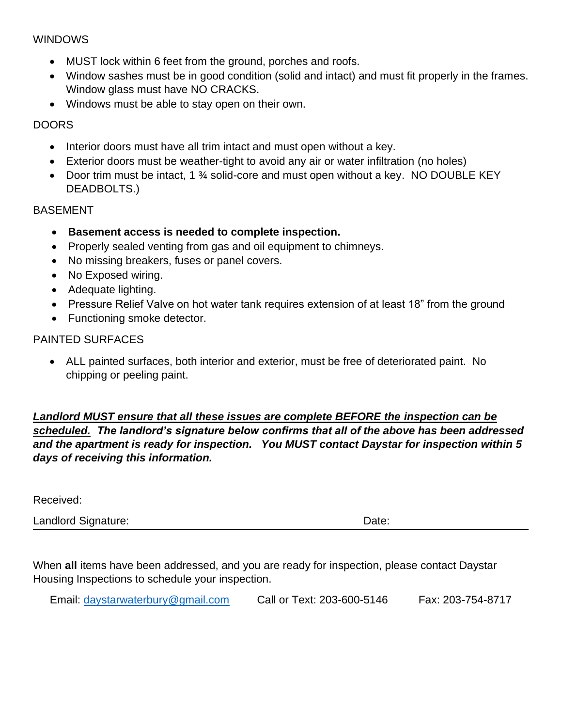WINDOWS

- MUST lock within 6 feet from the ground, porches and roofs.
- Window sashes must be in good condition (solid and intact) and must fit properly in the frames. Window glass must have NO CRACKS.
- Windows must be able to stay open on their own.

DOORS

- Interior doors must have all trim intact and must open without a key.
- Exterior doors must be weather-tight to avoid any air or water infiltration (no holes)
- Door trim must be intact, 1 ¾ solid-core and must open without a key. NO DOUBLE KEY DEADBOLTS.)

BASEMENT

- **Basement access is needed to complete inspection.**
- Properly sealed venting from gas and oil equipment to chimneys.
- No missing breakers, fuses or panel covers.
- No Exposed wiring.
- Adequate lighting.
- Pressure Relief Valve on hot water tank requires extension of at least 18" from the ground
- Functioning smoke detector.

PAINTED SURFACES

- ALL painted surfaces, both interior and exterior, must be free of deteriorated paint. No chipping or peeling paint.

***Landlord MUST ensure that all these issues are complete BEFORE the inspection can be scheduled.* The landlord's signature below confirms that all of the above has been addressed and the apartment is ready for inspection. You MUST contact Daystar for inspection within 5 days of receiving this information.**

Received:

Landlord Signature: Date:

When **all** items have been addressed, and you are ready for inspection, please contact Daystar Housing Inspections to schedule your inspection.

Email: daystarwaterbury@gmail.com Call or Text: 203-600-5146 Fax: 203-754-8717